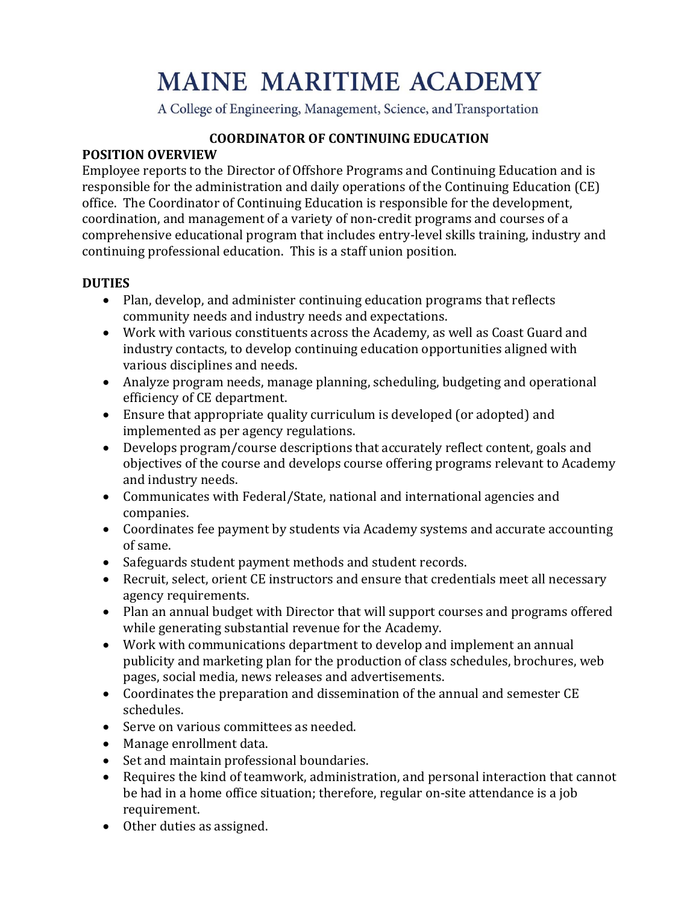# MAINE MARITIME ACADEMY

A College of Engineering, Management, Science, and Transportation

## COORDINATOR OF CONTINUING EDUCATION

### POSITION OVERVIEW

Employee reports to the Director of Offshore Programs and Continuing Education and is responsible for the administration and daily operations of the Continuing Education (CE) office. The Coordinator of Continuing Education is responsible for the development, coordination, and management of a variety of non-credit programs and courses of a comprehensive educational program that includes entry-level skills training, industry and continuing professional education. This is a staff union position.

### DUTIES

- Plan, develop, and administer continuing education programs that reflects community needs and industry needs and expectations.
- Work with various constituents across the Academy, as well as Coast Guard and industry contacts, to develop continuing education opportunities aligned with various disciplines and needs.
- Analyze program needs, manage planning, scheduling, budgeting and operational efficiency of CE department.
- Ensure that appropriate quality curriculum is developed (or adopted) and implemented as per agency regulations.
- Develops program/course descriptions that accurately reflect content, goals and objectives of the course and develops course offering programs relevant to Academy and industry needs.
- Communicates with Federal/State, national and international agencies and companies.
- Coordinates fee payment by students via Academy systems and accurate accounting of same.
- Safeguards student payment methods and student records.
- Recruit, select, orient CE instructors and ensure that credentials meet all necessary agency requirements.
- Plan an annual budget with Director that will support courses and programs offered while generating substantial revenue for the Academy.
- Work with communications department to develop and implement an annual publicity and marketing plan for the production of class schedules, brochures, web pages, social media, news releases and advertisements.
- Coordinates the preparation and dissemination of the annual and semester CE schedules.
- Serve on various committees as needed.
- Manage enrollment data.
- Set and maintain professional boundaries.
- Requires the kind of teamwork, administration, and personal interaction that cannot be had in a home office situation; therefore, regular on-site attendance is a job requirement.
- Other duties as assigned.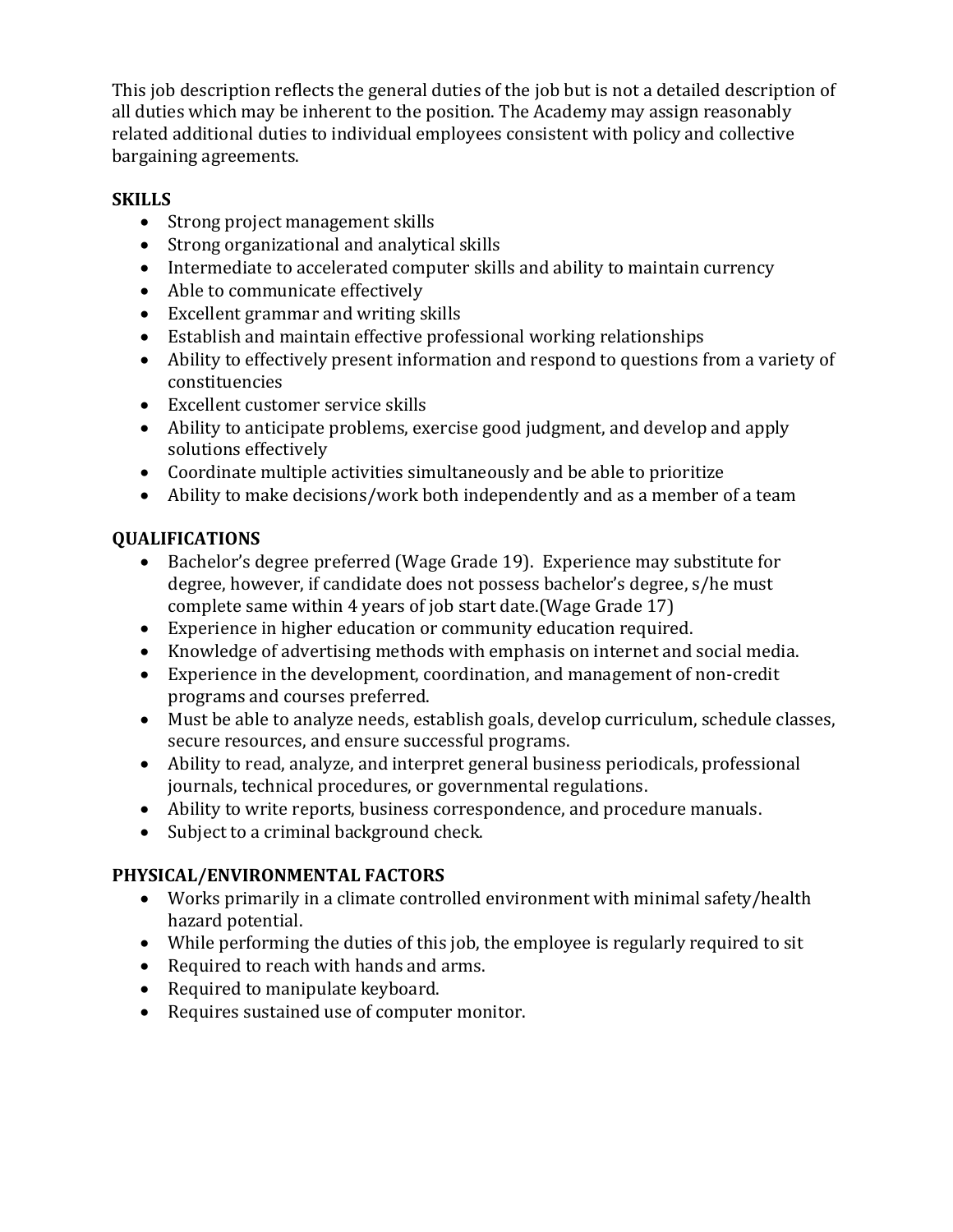This job description reflects the general duties of the job but is not a detailed description of all duties which may be inherent to the position. The Academy may assign reasonably related additional duties to individual employees consistent with policy and collective bargaining agreements.

**SKILLS**

- Strong project management skills
- Strong organizational and analytical skills
- Intermediate to accelerated computer skills and ability to maintain currency
- Able to communicate effectively
- Excellent grammar and writing skills
- Establish and maintain effective professional working relationships
- Ability to effectively present information and respond to questions from a variety of constituencies
- Excellent customer service skills
- Ability to anticipate problems, exercise good judgment, and develop and apply solutions effectively
- Coordinate multiple activities simultaneously and be able to prioritize
- Ability to make decisions/work both independently and as a member of a team

**QUALIFICATIONS**

- Bachelor's degree preferred (Wage Grade 19). Experience may substitute for degree, however, if candidate does not possess bachelor's degree, s/he must complete same within 4 years of job start date.(Wage Grade 17)
- Experience in higher education or community education required.
- Knowledge of advertising methods with emphasis on internet and social media.
- Experience in the development, coordination, and management of non-credit programs and courses preferred.
- Must be able to analyze needs, establish goals, develop curriculum, schedule classes, secure resources, and ensure successful programs.
- Ability to read, analyze, and interpret general business periodicals, professional journals, technical procedures, or governmental regulations.
- Ability to write reports, business correspondence, and procedure manuals.
- Subject to a criminal background check.

**PHYSICAL/ENVIRONMENTAL FACTORS**

- Works primarily in a climate controlled environment with minimal safety/health hazard potential.
- While performing the duties of this job, the employee is regularly required to sit
- Required to reach with hands and arms.
- Required to manipulate keyboard.
- Requires sustained use of computer monitor.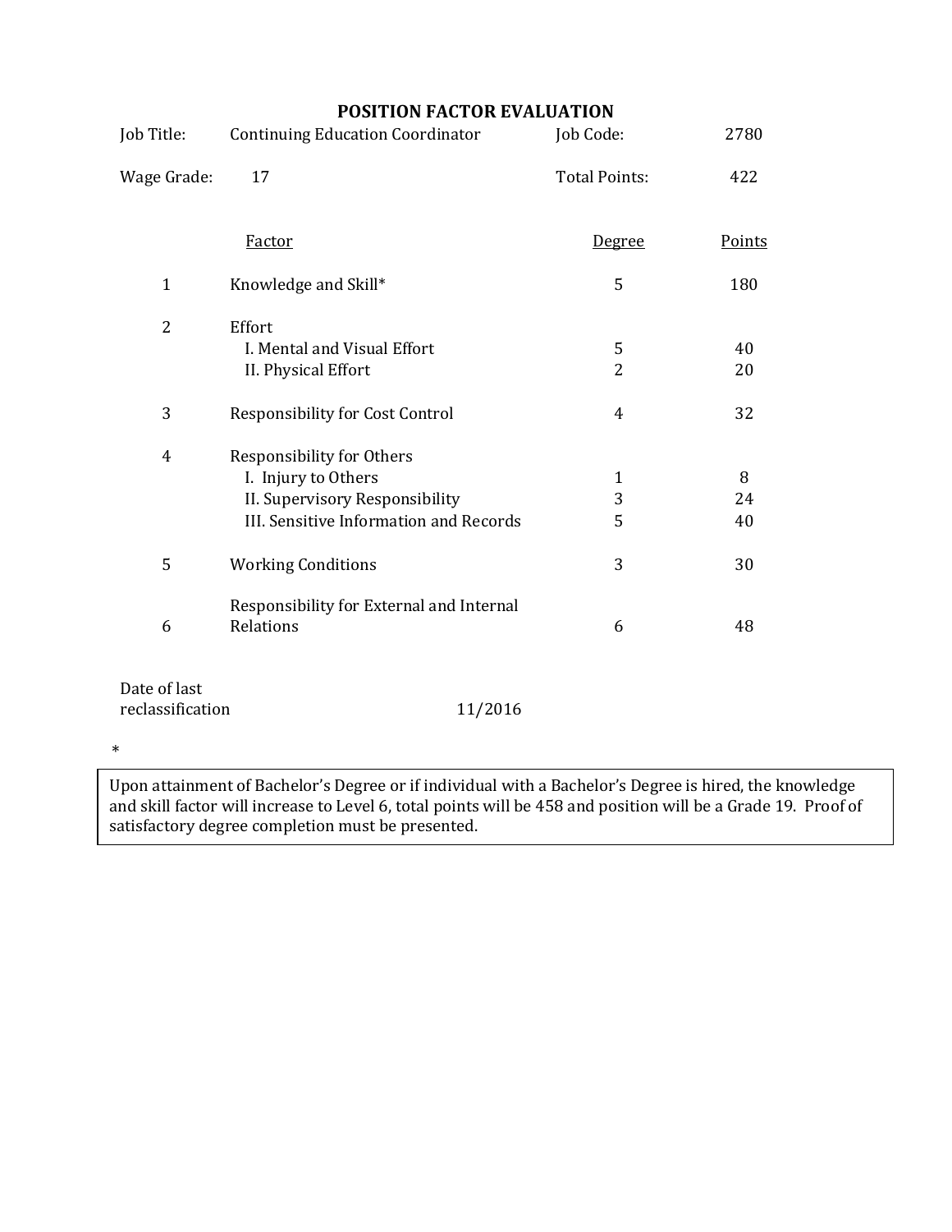# POSITION FACTOR EVALUATION

| | | | |
|---|---|---|---|
| Job Title: | Continuing Education Coordinator | Job Code: | 2780 |
| Wage Grade: | 17 | Total Points: | 422 |

| | Factor | Degree | Points |
|---|---|---|---|
| 1 | Knowledge and Skill* | 5 | 180 |
| 2 | Effort | | |
| | I. Mental and Visual Effort | 5 | 40 |
| | II. Physical Effort | 2 | 20 |
| 3 | Responsibility for Cost Control | 4 | 32 |
| 4 | Responsibility for Others | | |
| | I. Injury to Others | 1 | 8 |
| | II. Supervisory Responsibility | 3 | 24 |
| | III. Sensitive Information and Records | 5 | 40 |
| 5 | Working Conditions | 3 | 30 |
| 6 | Responsibility for External and Internal Relations | 6 | 48 |

Date of last reclassification 11/2016

*

> Upon attainment of Bachelor's Degree or if individual with a Bachelor's Degree is hired, the knowledge and skill factor will increase to Level 6, total points will be 458 and position will be a Grade 19. Proof of satisfactory degree completion must be presented.